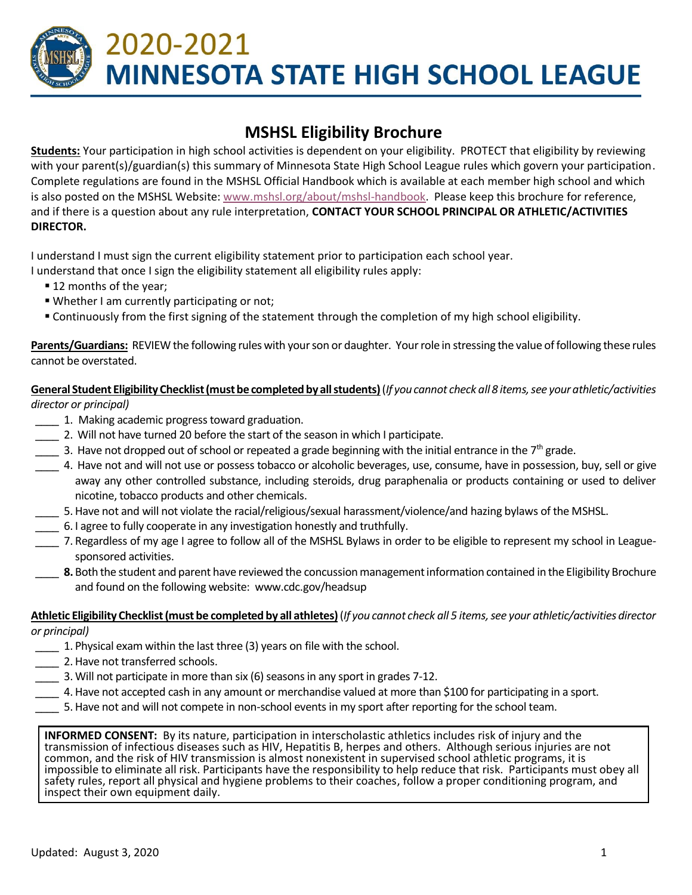# 2020-2021 MINNESOTA STATE HIGH SCHOOL LEAGUE

## MSHSL Eligibility Brochure

**Students:** Your participation in high school activities is dependent on your eligibility. PROTECT that eligibility by reviewing with your parent(s)/guardian(s) this summary of Minnesota State High School League rules which govern your participation. Complete regulations are found in the MSHSL Official Handbook which is available at each member high school and which is also posted on the MSHSL Website: www.mshsl.org/about/mshsl-handbook. Please keep this brochure for reference, and if there is a question about any rule interpretation, **CONTACT YOUR SCHOOL PRINCIPAL OR ATHLETIC/ACTIVITIES DIRECTOR.**

I understand I must sign the current eligibility statement prior to participation each school year.
I understand that once I sign the eligibility statement all eligibility rules apply:

- 12 months of the year;
- Whether I am currently participating or not;
- Continuously from the first signing of the statement through the completion of my high school eligibility.

**Parents/Guardians:** REVIEW the following rules with your son or daughter. Your role in stressing the value of following these rules cannot be overstated.

**General Student Eligibility Checklist (must be completed by all students)** (*If you cannot check all 8 items, see your athletic/activities director or principal)*

____ 1. Making academic progress toward graduation.
____ 2. Will not have turned 20 before the start of the season in which I participate.
____ 3. Have not dropped out of school or repeated a grade beginning with the initial entrance in the 7th grade.
____ 4. Have not and will not use or possess tobacco or alcoholic beverages, use, consume, have in possession, buy, sell or give away any other controlled substance, including steroids, drug paraphenalia or products containing or used to deliver nicotine, tobacco products and other chemicals.
____ 5. Have not and will not violate the racial/religious/sexual harassment/violence/and hazing bylaws of the MSHSL.
____ 6. I agree to fully cooperate in any investigation honestly and truthfully.
____ 7. Regardless of my age I agree to follow all of the MSHSL Bylaws in order to be eligible to represent my school in League-sponsored activities.
____ **8.** Both the student and parent have reviewed the concussion management information contained in the Eligibility Brochure and found on the following website: www.cdc.gov/headsup

**Athletic Eligibility Checklist (must be completed by all athletes)** (*If you cannot check all 5 items, see your athletic/activities director or principal)*

____ 1. Physical exam within the last three (3) years on file with the school.
____ 2. Have not transferred schools.
____ 3. Will not participate in more than six (6) seasons in any sport in grades 7-12.
____ 4. Have not accepted cash in any amount or merchandise valued at more than $100 for participating in a sport.
____ 5. Have not and will not compete in non-school events in my sport after reporting for the school team.

**INFORMED CONSENT:** By its nature, participation in interscholastic athletics includes risk of injury and the transmission of infectious diseases such as HIV, Hepatitis B, herpes and others. Although serious injuries are not common, and the risk of HIV transmission is almost nonexistent in supervised school athletic programs, it is impossible to eliminate all risk. Participants have the responsibility to help reduce that risk. Participants must obey all safety rules, report all physical and hygiene problems to their coaches, follow a proper conditioning program, and inspect their own equipment daily.

Updated: August 3, 2020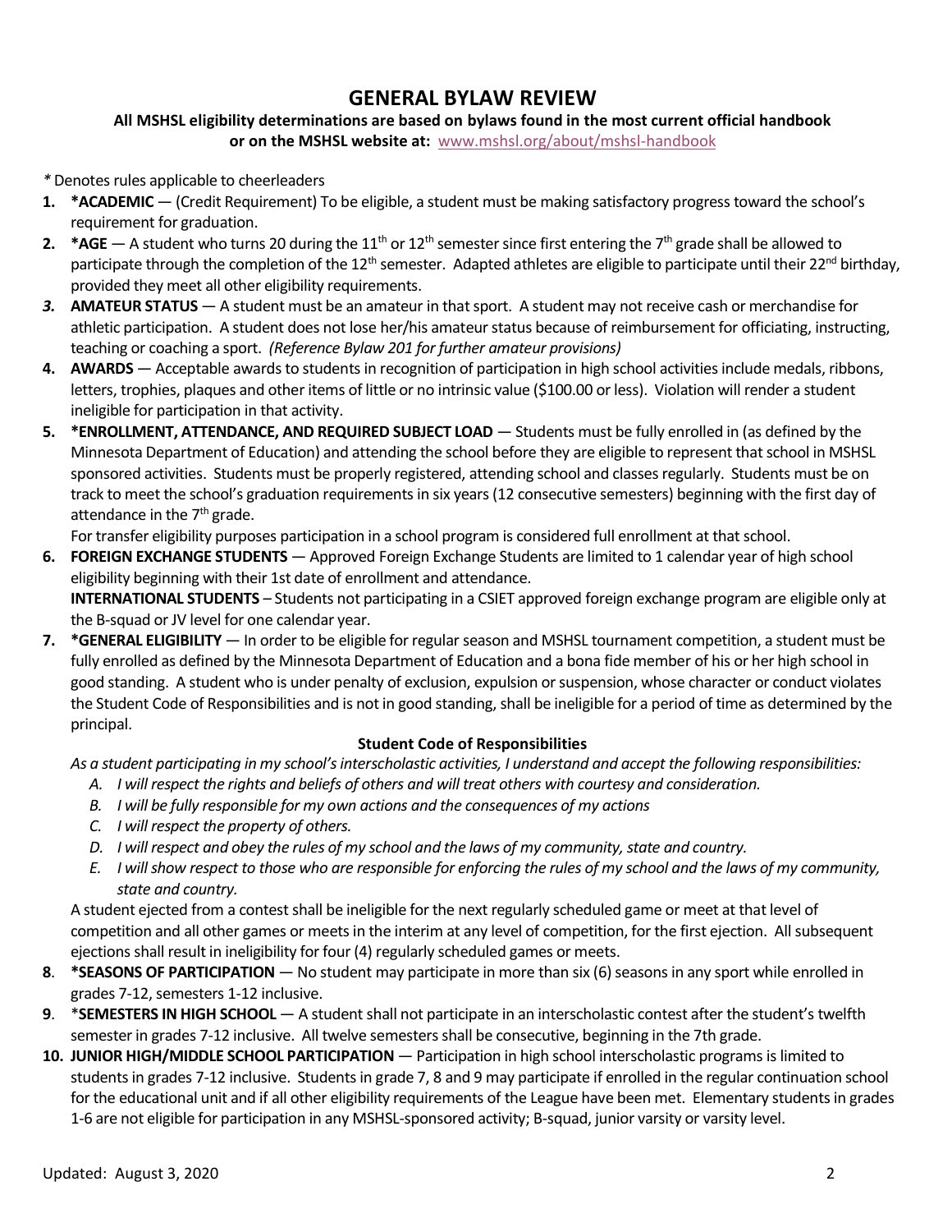# GENERAL BYLAW REVIEW

**All MSHSL eligibility determinations are based on bylaws found in the most current official handbook or on the MSHSL website at: www.mshsl.org/about/mshsl-handbook**

*Denotes rules applicable to cheerleaders

1. ***ACADEMIC** — (Credit Requirement) To be eligible, a student must be making satisfactory progress toward the school's requirement for graduation.
2. ***AGE** — A student who turns 20 during the 11th or 12th semester since first entering the 7th grade shall be allowed to participate through the completion of the 12th semester. Adapted athletes are eligible to participate until their 22nd birthday, provided they meet all other eligibility requirements.
3. **AMATEUR STATUS** — A student must be an amateur in that sport. A student may not receive cash or merchandise for athletic participation. A student does not lose her/his amateur status because of reimbursement for officiating, instructing, teaching or coaching a sport. *(Reference Bylaw 201 for further amateur provisions)*
4. **AWARDS** — Acceptable awards to students in recognition of participation in high school activities include medals, ribbons, letters, trophies, plaques and other items of little or no intrinsic value ($100.00 or less). Violation will render a student ineligible for participation in that activity.
5. ***ENROLLMENT, ATTENDANCE, AND REQUIRED SUBJECT LOAD** — Students must be fully enrolled in (as defined by the Minnesota Department of Education) and attending the school before they are eligible to represent that school in MSHSL sponsored activities. Students must be properly registered, attending school and classes regularly. Students must be on track to meet the school's graduation requirements in six years (12 consecutive semesters) beginning with the first day of attendance in the 7th grade.

   For transfer eligibility purposes participation in a school program is considered full enrollment at that school.
6. **FOREIGN EXCHANGE STUDENTS** — Approved Foreign Exchange Students are limited to 1 calendar year of high school eligibility beginning with their 1st date of enrollment and attendance.

   **INTERNATIONAL STUDENTS** – Students not participating in a CSIET approved foreign exchange program are eligible only at the B-squad or JV level for one calendar year.
7. ***GENERAL ELIGIBILITY** — In order to be eligible for regular season and MSHSL tournament competition, a student must be fully enrolled as defined by the Minnesota Department of Education and a bona fide member of his or her high school in good standing. A student who is under penalty of exclusion, expulsion or suspension, whose character or conduct violates the Student Code of Responsibilities and is not in good standing, shall be ineligible for a period of time as determined by the principal.

   **Student Code of Responsibilities**

   *As a student participating in my school's interscholastic activities, I understand and accept the following responsibilities:*

   A. *I will respect the rights and beliefs of others and will treat others with courtesy and consideration.*
   B. *I will be fully responsible for my own actions and the consequences of my actions*
   C. *I will respect the property of others.*
   D. *I will respect and obey the rules of my school and the laws of my community, state and country.*
   E. *I will show respect to those who are responsible for enforcing the rules of my school and the laws of my community, state and country.*

   A student ejected from a contest shall be ineligible for the next regularly scheduled game or meet at that level of competition and all other games or meets in the interim at any level of competition, for the first ejection. All subsequent ejections shall result in ineligibility for four (4) regularly scheduled games or meets.
8. ***SEASONS OF PARTICIPATION** — No student may participate in more than six (6) seasons in any sport while enrolled in grades 7-12, semesters 1-12 inclusive.
9. ***SEMESTERS IN HIGH SCHOOL** — A student shall not participate in an interscholastic contest after the student's twelfth semester in grades 7-12 inclusive. All twelve semesters shall be consecutive, beginning in the 7th grade.
10. **JUNIOR HIGH/MIDDLE SCHOOL PARTICIPATION** — Participation in high school interscholastic programs is limited to students in grades 7-12 inclusive. Students in grade 7, 8 and 9 may participate if enrolled in the regular continuation school for the educational unit and if all other eligibility requirements of the League have been met. Elementary students in grades 1-6 are not eligible for participation in any MSHSL-sponsored activity; B-squad, junior varsity or varsity level.

Updated: August 3, 2020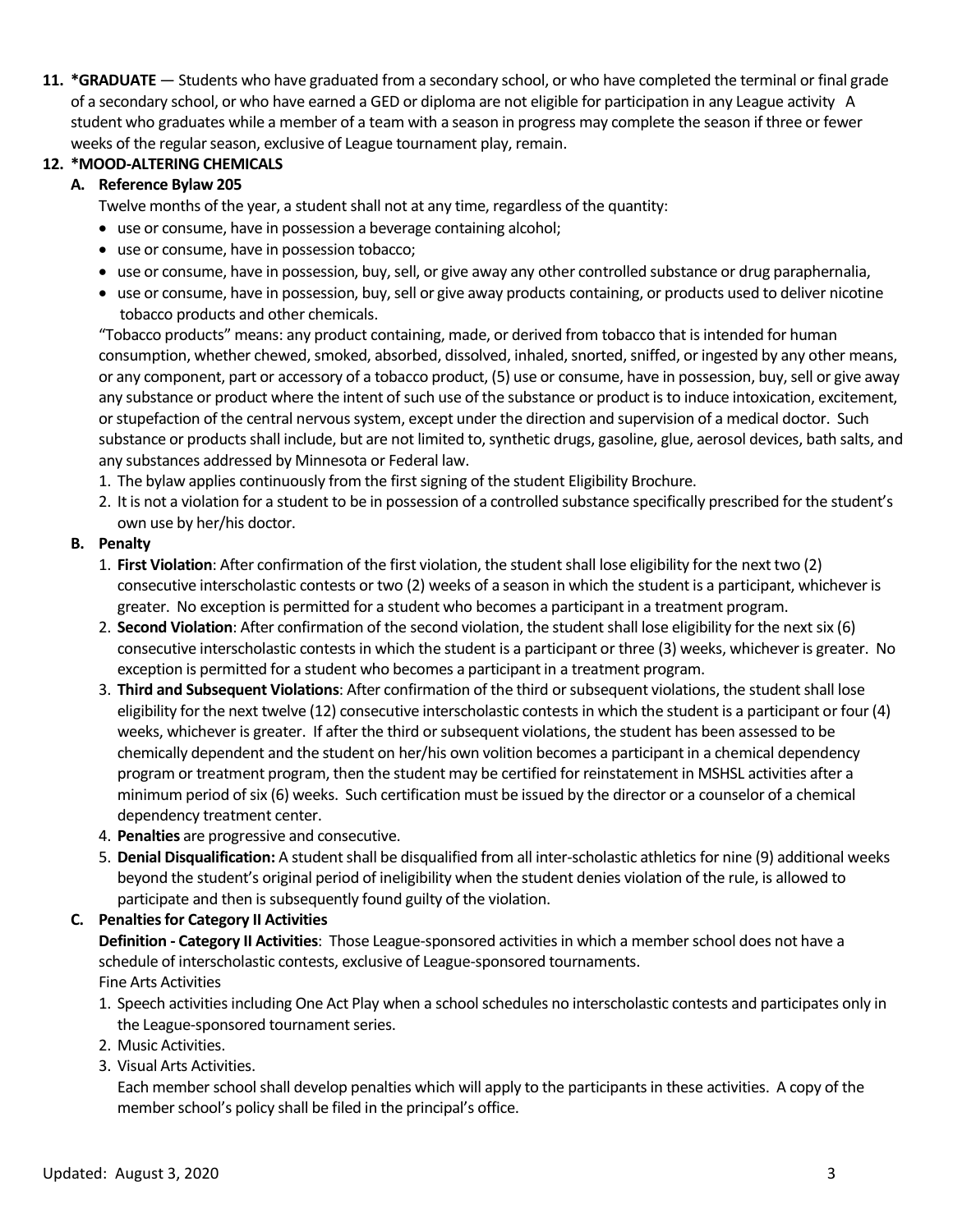11. **\*GRADUATE** — Students who have graduated from a secondary school, or who have completed the terminal or final grade of a secondary school, or who have earned a GED or diploma are not eligible for participation in any League activity A student who graduates while a member of a team with a season in progress may complete the season if three or fewer weeks of the regular season, exclusive of League tournament play, remain.

12. **\*MOOD-ALTERING CHEMICALS**

    **A. Reference Bylaw 205**

    Twelve months of the year, a student shall not at any time, regardless of the quantity:

    - use or consume, have in possession a beverage containing alcohol;
    - use or consume, have in possession tobacco;
    - use or consume, have in possession, buy, sell, or give away any other controlled substance or drug paraphernalia,
    - use or consume, have in possession, buy, sell or give away products containing, or products used to deliver nicotine tobacco products and other chemicals.

    "Tobacco products" means: any product containing, made, or derived from tobacco that is intended for human consumption, whether chewed, smoked, absorbed, dissolved, inhaled, snorted, sniffed, or ingested by any other means, or any component, part or accessory of a tobacco product, (5) use or consume, have in possession, buy, sell or give away any substance or product where the intent of such use of the substance or product is to induce intoxication, excitement, or stupefaction of the central nervous system, except under the direction and supervision of a medical doctor. Such substance or products shall include, but are not limited to, synthetic drugs, gasoline, glue, aerosol devices, bath salts, and any substances addressed by Minnesota or Federal law.

    1. The bylaw applies continuously from the first signing of the student Eligibility Brochure.
    2. It is not a violation for a student to be in possession of a controlled substance specifically prescribed for the student's own use by her/his doctor.

    **B. Penalty**

    1. **First Violation**: After confirmation of the first violation, the student shall lose eligibility for the next two (2) consecutive interscholastic contests or two (2) weeks of a season in which the student is a participant, whichever is greater. No exception is permitted for a student who becomes a participant in a treatment program.
    2. **Second Violation**: After confirmation of the second violation, the student shall lose eligibility for the next six (6) consecutive interscholastic contests in which the student is a participant or three (3) weeks, whichever is greater. No exception is permitted for a student who becomes a participant in a treatment program.
    3. **Third and Subsequent Violations**: After confirmation of the third or subsequent violations, the student shall lose eligibility for the next twelve (12) consecutive interscholastic contests in which the student is a participant or four (4) weeks, whichever is greater. If after the third or subsequent violations, the student has been assessed to be chemically dependent and the student on her/his own volition becomes a participant in a chemical dependency program or treatment program, then the student may be certified for reinstatement in MSHSL activities after a minimum period of six (6) weeks. Such certification must be issued by the director or a counselor of a chemical dependency treatment center.
    4. **Penalties** are progressive and consecutive.
    5. **Denial Disqualification:** A student shall be disqualified from all inter-scholastic athletics for nine (9) additional weeks beyond the student's original period of ineligibility when the student denies violation of the rule, is allowed to participate and then is subsequently found guilty of the violation.

    **C. Penalties for Category II Activities**

    **Definition - Category II Activities**: Those League-sponsored activities in which a member school does not have a schedule of interscholastic contests, exclusive of League-sponsored tournaments.

    Fine Arts Activities

    1. Speech activities including One Act Play when a school schedules no interscholastic contests and participates only in the League-sponsored tournament series.
    2. Music Activities.
    3. Visual Arts Activities.

    Each member school shall develop penalties which will apply to the participants in these activities. A copy of the member school's policy shall be filed in the principal's office.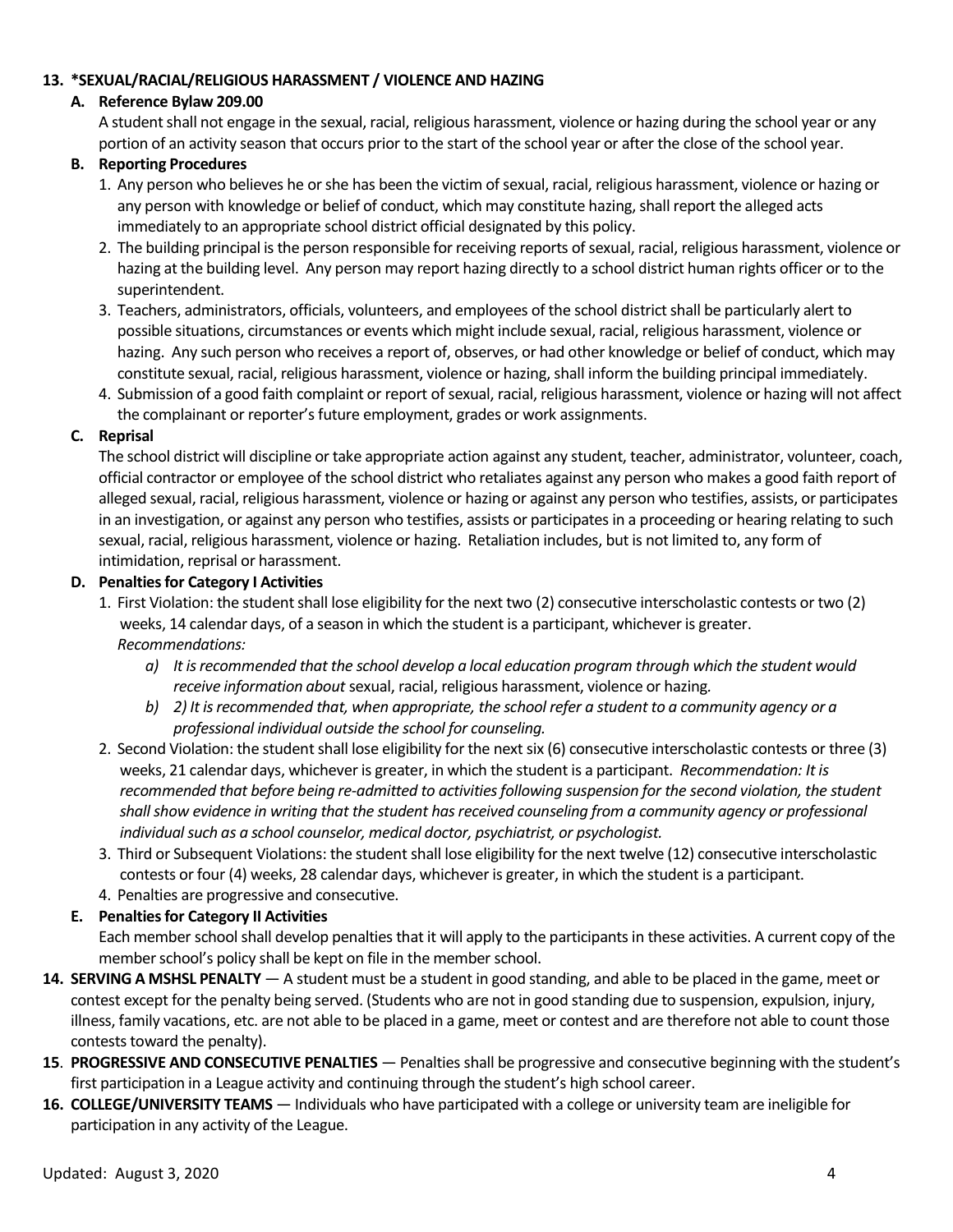**13. *SEXUAL/RACIAL/RELIGIOUS HARASSMENT / VIOLENCE AND HAZING**

**A. Reference Bylaw 209.00**

A student shall not engage in the sexual, racial, religious harassment, violence or hazing during the school year or any portion of an activity season that occurs prior to the start of the school year or after the close of the school year.

**B. Reporting Procedures**

1. Any person who believes he or she has been the victim of sexual, racial, religious harassment, violence or hazing or any person with knowledge or belief of conduct, which may constitute hazing, shall report the alleged acts immediately to an appropriate school district official designated by this policy.
2. The building principal is the person responsible for receiving reports of sexual, racial, religious harassment, violence or hazing at the building level. Any person may report hazing directly to a school district human rights officer or to the superintendent.
3. Teachers, administrators, officials, volunteers, and employees of the school district shall be particularly alert to possible situations, circumstances or events which might include sexual, racial, religious harassment, violence or hazing. Any such person who receives a report of, observes, or had other knowledge or belief of conduct, which may constitute sexual, racial, religious harassment, violence or hazing, shall inform the building principal immediately.
4. Submission of a good faith complaint or report of sexual, racial, religious harassment, violence or hazing will not affect the complainant or reporter's future employment, grades or work assignments.

**C. Reprisal**

The school district will discipline or take appropriate action against any student, teacher, administrator, volunteer, coach, official contractor or employee of the school district who retaliates against any person who makes a good faith report of alleged sexual, racial, religious harassment, violence or hazing or against any person who testifies, assists, or participates in an investigation, or against any person who testifies, assists or participates in a proceeding or hearing relating to such sexual, racial, religious harassment, violence or hazing. Retaliation includes, but is not limited to, any form of intimidation, reprisal or harassment.

**D. Penalties for Category I Activities**

1. First Violation: the student shall lose eligibility for the next two (2) consecutive interscholastic contests or two (2) weeks, 14 calendar days, of a season in which the student is a participant, whichever is greater.
   *Recommendations:*
   a) *It is recommended that the school develop a local education program through which the student would receive information about* sexual, racial, religious harassment, violence or hazing.
   b) *2) It is recommended that, when appropriate, the school refer a student to a community agency or a professional individual outside the school for counseling.*
2. Second Violation: the student shall lose eligibility for the next six (6) consecutive interscholastic contests or three (3) weeks, 21 calendar days, whichever is greater, in which the student is a participant. *Recommendation: It is recommended that before being re-admitted to activities following suspension for the second violation, the student shall show evidence in writing that the student has received counseling from a community agency or professional individual such as a school counselor, medical doctor, psychiatrist, or psychologist.*
3. Third or Subsequent Violations: the student shall lose eligibility for the next twelve (12) consecutive interscholastic contests or four (4) weeks, 28 calendar days, whichever is greater, in which the student is a participant.
4. Penalties are progressive and consecutive.

**E. Penalties for Category II Activities**

Each member school shall develop penalties that it will apply to the participants in these activities. A current copy of the member school's policy shall be kept on file in the member school.

**14. SERVING A MSHSL PENALTY** — A student must be a student in good standing, and able to be placed in the game, meet or contest except for the penalty being served. (Students who are not in good standing due to suspension, expulsion, injury, illness, family vacations, etc. are not able to be placed in a game, meet or contest and are therefore not able to count those contests toward the penalty).

**15**. **PROGRESSIVE AND CONSECUTIVE PENALTIES** — Penalties shall be progressive and consecutive beginning with the student's first participation in a League activity and continuing through the student's high school career.

**16. COLLEGE/UNIVERSITY TEAMS** — Individuals who have participated with a college or university team are ineligible for participation in any activity of the League.

Updated: August 3, 2020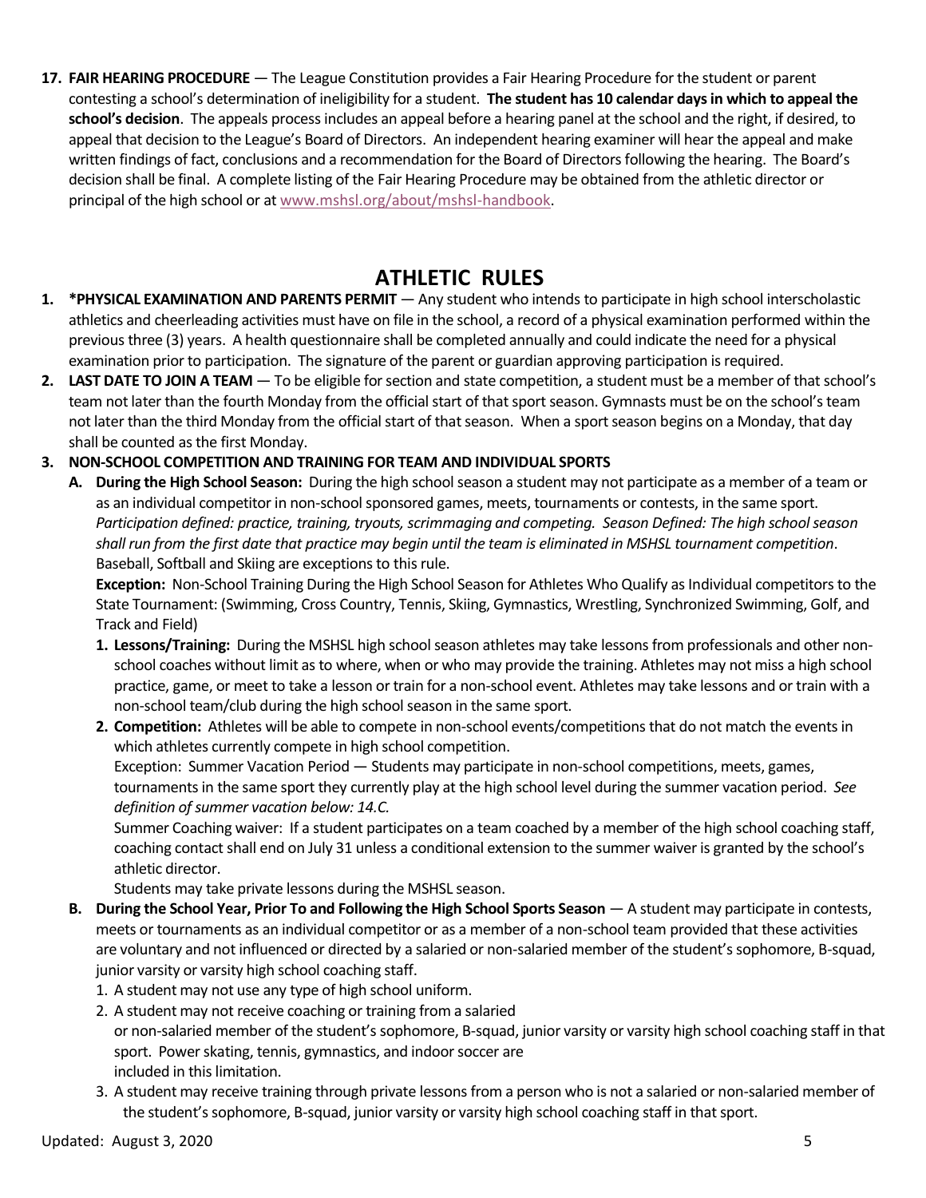17. **FAIR HEARING PROCEDURE** — The League Constitution provides a Fair Hearing Procedure for the student or parent contesting a school's determination of ineligibility for a student. **The student has 10 calendar days in which to appeal the school's decision**. The appeals process includes an appeal before a hearing panel at the school and the right, if desired, to appeal that decision to the League's Board of Directors. An independent hearing examiner will hear the appeal and make written findings of fact, conclusions and a recommendation for the Board of Directors following the hearing. The Board's decision shall be final. A complete listing of the Fair Hearing Procedure may be obtained from the athletic director or principal of the high school or at www.mshsl.org/about/mshsl-handbook.

## ATHLETIC RULES

1. ***PHYSICAL EXAMINATION AND PARENTS PERMIT** — Any student who intends to participate in high school interscholastic athletics and cheerleading activities must have on file in the school, a record of a physical examination performed within the previous three (3) years. A health questionnaire shall be completed annually and could indicate the need for a physical examination prior to participation. The signature of the parent or guardian approving participation is required.
2. **LAST DATE TO JOIN A TEAM** — To be eligible for section and state competition, a student must be a member of that school's team not later than the fourth Monday from the official start of that sport season. Gymnasts must be on the school's team not later than the third Monday from the official start of that season. When a sport season begins on a Monday, that day shall be counted as the first Monday.
3. **NON-SCHOOL COMPETITION AND TRAINING FOR TEAM AND INDIVIDUAL SPORTS**
   - **A. During the High School Season:** During the high school season a student may not participate as a member of a team or as an individual competitor in non-school sponsored games, meets, tournaments or contests, in the same sport. *Participation defined: practice, training, tryouts, scrimmaging and competing. Season Defined: The high school season shall run from the first date that practice may begin until the team is eliminated in MSHSL tournament competition*. Baseball, Softball and Skiing are exceptions to this rule.

     **Exception:** Non-School Training During the High School Season for Athletes Who Qualify as Individual competitors to the State Tournament: (Swimming, Cross Country, Tennis, Skiing, Gymnastics, Wrestling, Synchronized Swimming, Golf, and Track and Field)

     1. **Lessons/Training:** During the MSHSL high school season athletes may take lessons from professionals and other non-school coaches without limit as to where, when or who may provide the training. Athletes may not miss a high school practice, game, or meet to take a lesson or train for a non-school event. Athletes may take lessons and or train with a non-school team/club during the high school season in the same sport.
     2. **Competition:** Athletes will be able to compete in non-school events/competitions that do not match the events in which athletes currently compete in high school competition.

        Exception: Summer Vacation Period — Students may participate in non-school competitions, meets, games, tournaments in the same sport they currently play at the high school level during the summer vacation period. *See definition of summer vacation below: 14.C.*

        Summer Coaching waiver: If a student participates on a team coached by a member of the high school coaching staff, coaching contact shall end on July 31 unless a conditional extension to the summer waiver is granted by the school's athletic director.

        Students may take private lessons during the MSHSL season.
   - **B. During the School Year, Prior To and Following the High School Sports Season** — A student may participate in contests, meets or tournaments as an individual competitor or as a member of a non-school team provided that these activities are voluntary and not influenced or directed by a salaried or non-salaried member of the student's sophomore, B-squad, junior varsity or varsity high school coaching staff.
     1. A student may not use any type of high school uniform.
     2. A student may not receive coaching or training from a salaried or non-salaried member of the student's sophomore, B-squad, junior varsity or varsity high school coaching staff in that sport. Power skating, tennis, gymnastics, and indoor soccer are included in this limitation.
     3. A student may receive training through private lessons from a person who is not a salaried or non-salaried member of the student's sophomore, B-squad, junior varsity or varsity high school coaching staff in that sport.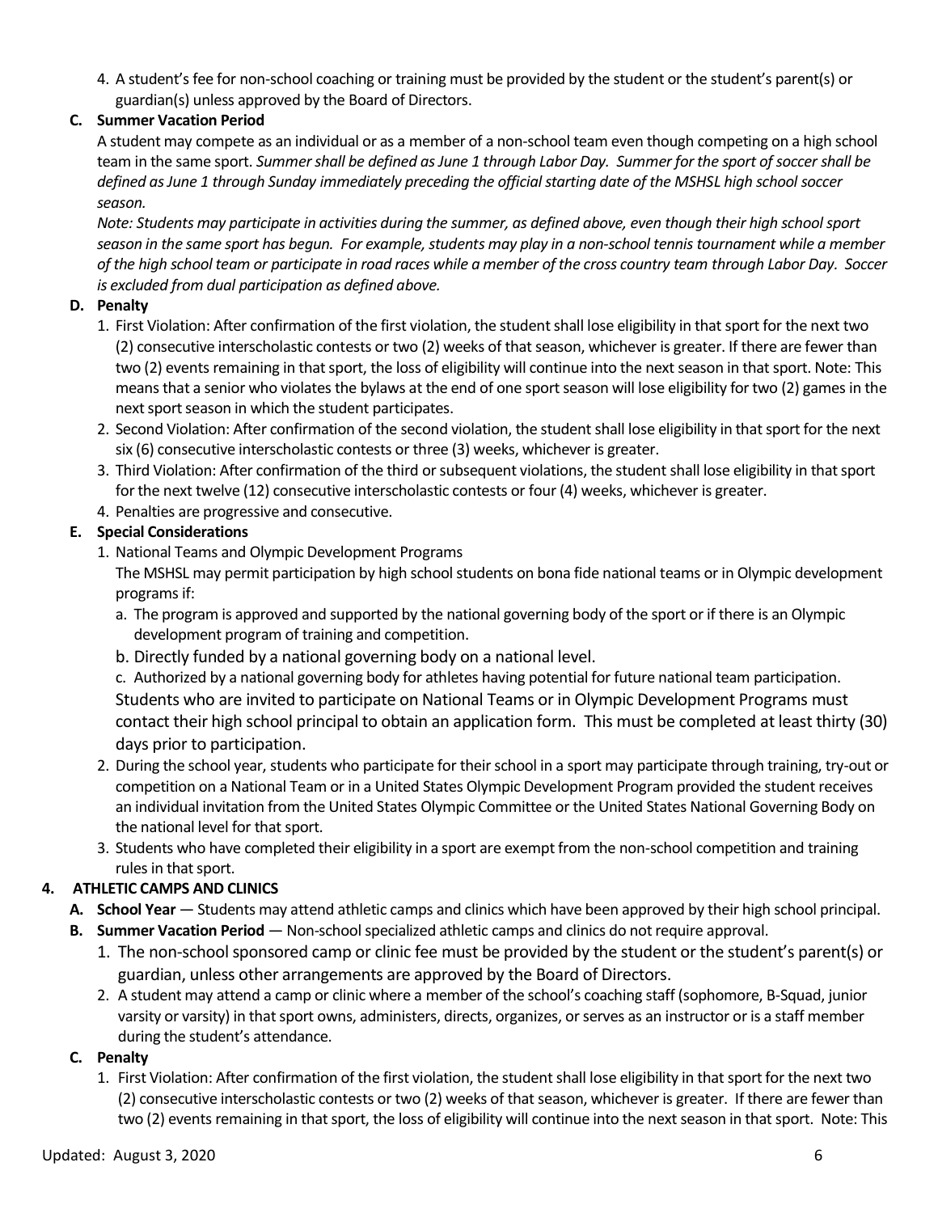4. A student's fee for non-school coaching or training must be provided by the student or the student's parent(s) or guardian(s) unless approved by the Board of Directors.

**C. Summer Vacation Period**

A student may compete as an individual or as a member of a non-school team even though competing on a high school team in the same sport. *Summer shall be defined as June 1 through Labor Day. Summer for the sport of soccer shall be defined as June 1 through Sunday immediately preceding the official starting date of the MSHSL high school soccer season.*

*Note: Students may participate in activities during the summer, as defined above, even though their high school sport season in the same sport has begun. For example, students may play in a non-school tennis tournament while a member of the high school team or participate in road races while a member of the cross country team through Labor Day. Soccer is excluded from dual participation as defined above.*

**D. Penalty**

1. First Violation: After confirmation of the first violation, the student shall lose eligibility in that sport for the next two (2) consecutive interscholastic contests or two (2) weeks of that season, whichever is greater. If there are fewer than two (2) events remaining in that sport, the loss of eligibility will continue into the next season in that sport. Note: This means that a senior who violates the bylaws at the end of one sport season will lose eligibility for two (2) games in the next sport season in which the student participates.
2. Second Violation: After confirmation of the second violation, the student shall lose eligibility in that sport for the next six (6) consecutive interscholastic contests or three (3) weeks, whichever is greater.
3. Third Violation: After confirmation of the third or subsequent violations, the student shall lose eligibility in that sport for the next twelve (12) consecutive interscholastic contests or four (4) weeks, whichever is greater.
4. Penalties are progressive and consecutive.

**E. Special Considerations**

1. National Teams and Olympic Development Programs

   The MSHSL may permit participation by high school students on bona fide national teams or in Olympic development programs if:

   a. The program is approved and supported by the national governing body of the sport or if there is an Olympic development program of training and competition.

   b. Directly funded by a national governing body on a national level.

   c. Authorized by a national governing body for athletes having potential for future national team participation.

   Students who are invited to participate on National Teams or in Olympic Development Programs must contact their high school principal to obtain an application form. This must be completed at least thirty (30) days prior to participation.

2. During the school year, students who participate for their school in a sport may participate through training, try-out or competition on a National Team or in a United States Olympic Development Program provided the student receives an individual invitation from the United States Olympic Committee or the United States National Governing Body on the national level for that sport.
3. Students who have completed their eligibility in a sport are exempt from the non-school competition and training rules in that sport.

**4. ATHLETIC CAMPS AND CLINICS**

**A. School Year** — Students may attend athletic camps and clinics which have been approved by their high school principal.

**B. Summer Vacation Period** — Non-school specialized athletic camps and clinics do not require approval.

1. The non-school sponsored camp or clinic fee must be provided by the student or the student's parent(s) or guardian, unless other arrangements are approved by the Board of Directors.
2. A student may attend a camp or clinic where a member of the school's coaching staff (sophomore, B-Squad, junior varsity or varsity) in that sport owns, administers, directs, organizes, or serves as an instructor or is a staff member during the student's attendance.

**C. Penalty**

1. First Violation: After confirmation of the first violation, the student shall lose eligibility in that sport for the next two (2) consecutive interscholastic contests or two (2) weeks of that season, whichever is greater. If there are fewer than two (2) events remaining in that sport, the loss of eligibility will continue into the next season in that sport. Note: This

Updated: August 3, 2020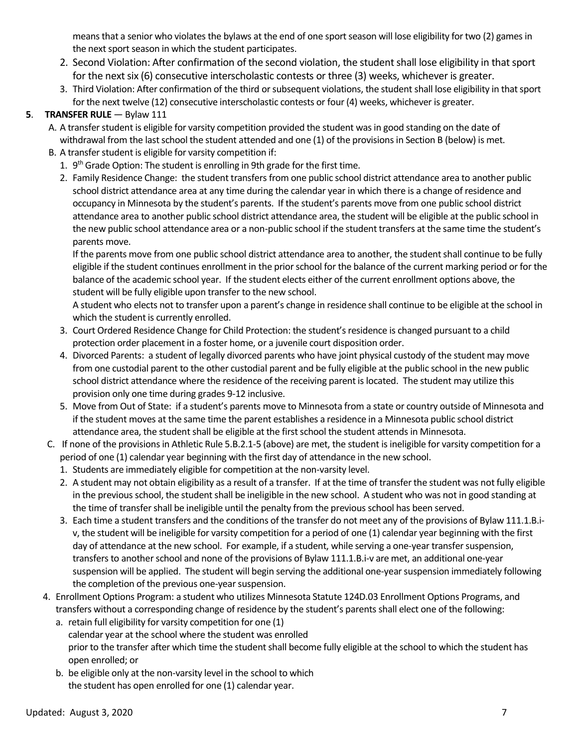means that a senior who violates the bylaws at the end of one sport season will lose eligibility for two (2) games in the next sport season in which the student participates.

2. Second Violation: After confirmation of the second violation, the student shall lose eligibility in that sport for the next six (6) consecutive interscholastic contests or three (3) weeks, whichever is greater.
3. Third Violation: After confirmation of the third or subsequent violations, the student shall lose eligibility in that sport for the next twelve (12) consecutive interscholastic contests or four (4) weeks, whichever is greater.

**5**. **TRANSFER RULE** — Bylaw 111

A. A transfer student is eligible for varsity competition provided the student was in good standing on the date of withdrawal from the last school the student attended and one (1) of the provisions in Section B (below) is met.

B. A transfer student is eligible for varsity competition if:

1. 9th Grade Option: The student is enrolling in 9th grade for the first time.
2. Family Residence Change: the student transfers from one public school district attendance area to another public school district attendance area at any time during the calendar year in which there is a change of residence and occupancy in Minnesota by the student's parents. If the student's parents move from one public school district attendance area to another public school district attendance area, the student will be eligible at the public school in the new public school attendance area or a non-public school if the student transfers at the same time the student's parents move.

   If the parents move from one public school district attendance area to another, the student shall continue to be fully eligible if the student continues enrollment in the prior school for the balance of the current marking period or for the balance of the academic school year. If the student elects either of the current enrollment options above, the student will be fully eligible upon transfer to the new school.

   A student who elects not to transfer upon a parent's change in residence shall continue to be eligible at the school in which the student is currently enrolled.
3. Court Ordered Residence Change for Child Protection: the student's residence is changed pursuant to a child protection order placement in a foster home, or a juvenile court disposition order.
4. Divorced Parents: a student of legally divorced parents who have joint physical custody of the student may move from one custodial parent to the other custodial parent and be fully eligible at the public school in the new public school district attendance where the residence of the receiving parent is located. The student may utilize this provision only one time during grades 9-12 inclusive.
5. Move from Out of State: if a student's parents move to Minnesota from a state or country outside of Minnesota and if the student moves at the same time the parent establishes a residence in a Minnesota public school district attendance area, the student shall be eligible at the first school the student attends in Minnesota.

C. If none of the provisions in Athletic Rule 5.B.2.1-5 (above) are met, the student is ineligible for varsity competition for a period of one (1) calendar year beginning with the first day of attendance in the new school.

1. Students are immediately eligible for competition at the non-varsity level.
2. A student may not obtain eligibility as a result of a transfer. If at the time of transfer the student was not fully eligible in the previous school, the student shall be ineligible in the new school. A student who was not in good standing at the time of transfer shall be ineligible until the penalty from the previous school has been served.
3. Each time a student transfers and the conditions of the transfer do not meet any of the provisions of Bylaw 111.1.B.i-v, the student will be ineligible for varsity competition for a period of one (1) calendar year beginning with the first day of attendance at the new school. For example, if a student, while serving a one-year transfer suspension, transfers to another school and none of the provisions of Bylaw 111.1.B.i-v are met, an additional one-year suspension will be applied. The student will begin serving the additional one-year suspension immediately following the completion of the previous one-year suspension.
4. Enrollment Options Program: a student who utilizes Minnesota Statute 124D.03 Enrollment Options Programs, and transfers without a corresponding change of residence by the student's parents shall elect one of the following:
   a. retain full eligibility for varsity competition for one (1) calendar year at the school where the student was enrolled prior to the transfer after which time the student shall become fully eligible at the school to which the student has open enrolled; or
   b. be eligible only at the non-varsity level in the school to which the student has open enrolled for one (1) calendar year.

Updated: August 3, 2020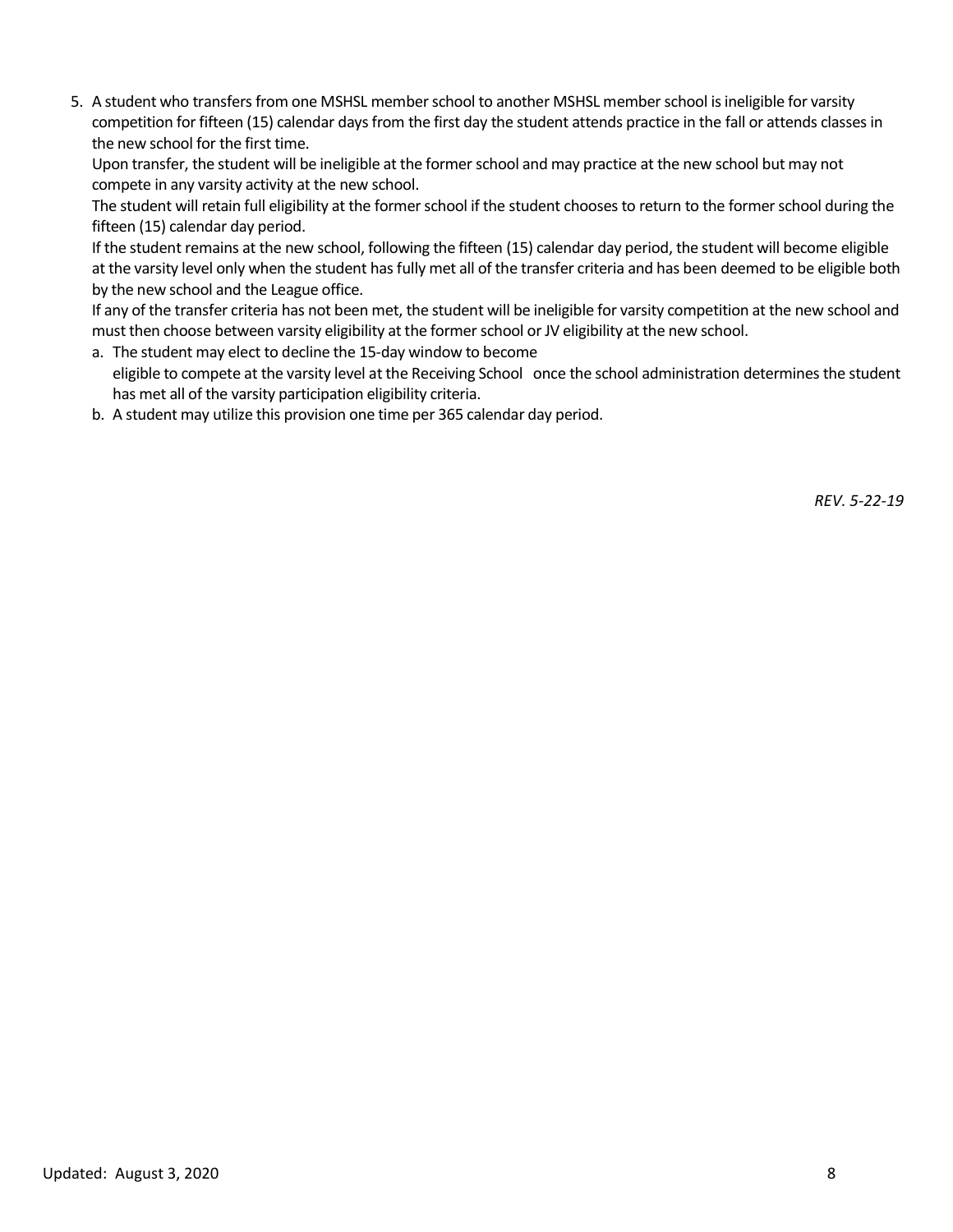5. A student who transfers from one MSHSL member school to another MSHSL member school is ineligible for varsity competition for fifteen (15) calendar days from the first day the student attends practice in the fall or attends classes in the new school for the first time.
   Upon transfer, the student will be ineligible at the former school and may practice at the new school but may not compete in any varsity activity at the new school.
   The student will retain full eligibility at the former school if the student chooses to return to the former school during the fifteen (15) calendar day period.
   If the student remains at the new school, following the fifteen (15) calendar day period, the student will become eligible at the varsity level only when the student has fully met all of the transfer criteria and has been deemed to be eligible both by the new school and the League office.
   If any of the transfer criteria has not been met, the student will be ineligible for varsity competition at the new school and must then choose between varsity eligibility at the former school or JV eligibility at the new school.
   a. The student may elect to decline the 15-day window to become eligible to compete at the varsity level at the Receiving School once the school administration determines the student has met all of the varsity participation eligibility criteria.
   b. A student may utilize this provision one time per 365 calendar day period.

*REV. 5-22-19*

Updated: August 3, 2020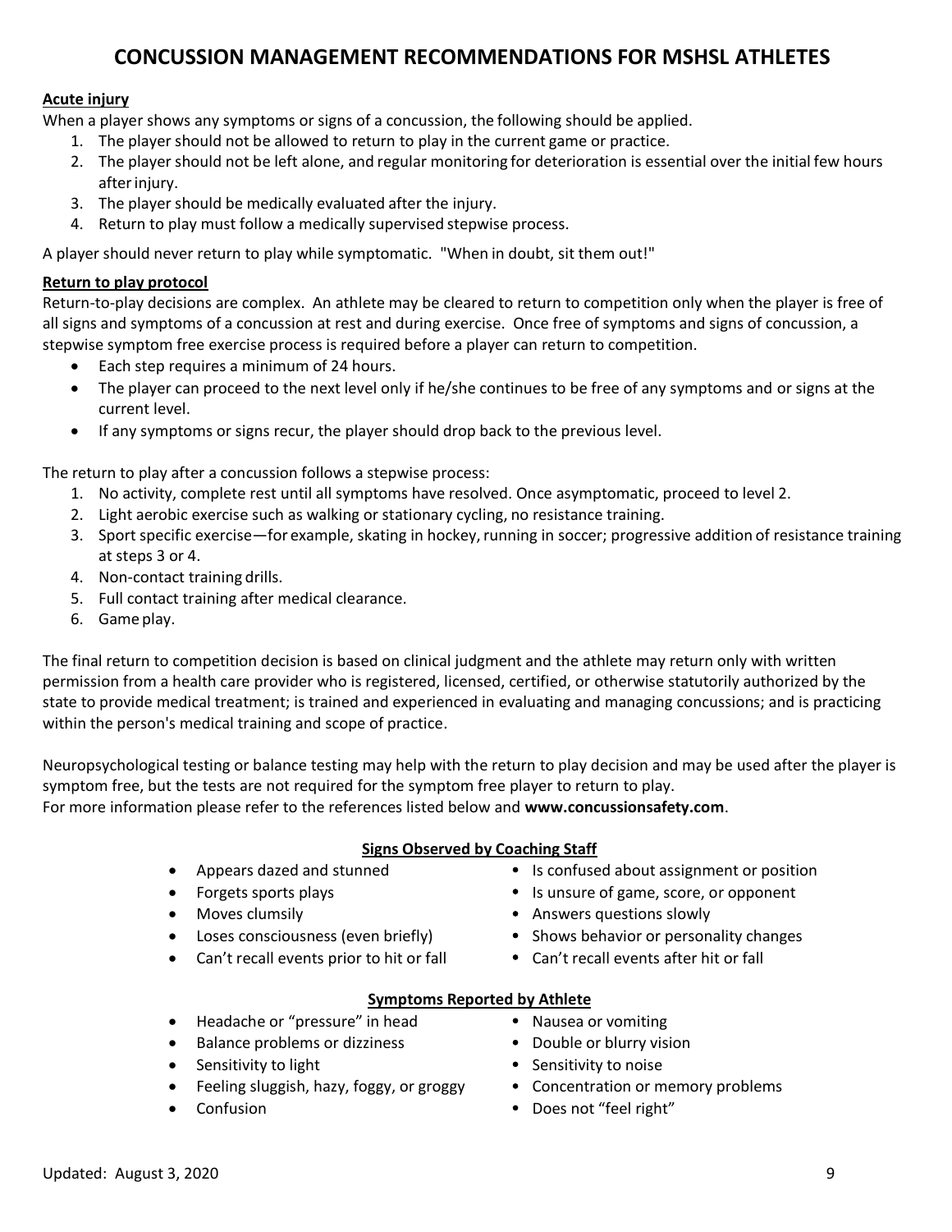# CONCUSSION MANAGEMENT RECOMMENDATIONS FOR MSHSL ATHLETES

**Acute injury**

When a player shows any symptoms or signs of a concussion, the following should be applied.

1. The player should not be allowed to return to play in the current game or practice.
2. The player should not be left alone, and regular monitoring for deterioration is essential over the initial few hours after injury.
3. The player should be medically evaluated after the injury.
4. Return to play must follow a medically supervised stepwise process.

A player should never return to play while symptomatic. "When in doubt, sit them out!"

**Return to play protocol**

Return-to-play decisions are complex. An athlete may be cleared to return to competition only when the player is free of all signs and symptoms of a concussion at rest and during exercise. Once free of symptoms and signs of concussion, a stepwise symptom free exercise process is required before a player can return to competition.

- Each step requires a minimum of 24 hours.
- The player can proceed to the next level only if he/she continues to be free of any symptoms and or signs at the current level.
- If any symptoms or signs recur, the player should drop back to the previous level.

The return to play after a concussion follows a stepwise process:

1. No activity, complete rest until all symptoms have resolved. Once asymptomatic, proceed to level 2.
2. Light aerobic exercise such as walking or stationary cycling, no resistance training.
3. Sport specific exercise—for example, skating in hockey, running in soccer; progressive addition of resistance training at steps 3 or 4.
4. Non-contact training drills.
5. Full contact training after medical clearance.
6. Game play.

The final return to competition decision is based on clinical judgment and the athlete may return only with written permission from a health care provider who is registered, licensed, certified, or otherwise statutorily authorized by the state to provide medical treatment; is trained and experienced in evaluating and managing concussions; and is practicing within the person's medical training and scope of practice.

Neuropsychological testing or balance testing may help with the return to play decision and may be used after the player is symptom free, but the tests are not required for the symptom free player to return to play.
For more information please refer to the references listed below and **www.concussionsafety.com**.

**Signs Observed by Coaching Staff**

- Appears dazed and stunned
- Forgets sports plays
- Moves clumsily
- Loses consciousness (even briefly)
- Can't recall events prior to hit or fall
- Is confused about assignment or position
- Is unsure of game, score, or opponent
- Answers questions slowly
- Shows behavior or personality changes
- Can't recall events after hit or fall

**Symptoms Reported by Athlete**

- Headache or "pressure" in head
- Balance problems or dizziness
- Sensitivity to light
- Feeling sluggish, hazy, foggy, or groggy
- Confusion
- Nausea or vomiting
- Double or blurry vision
- Sensitivity to noise
- Concentration or memory problems
- Does not "feel right"

Updated: August 3, 2020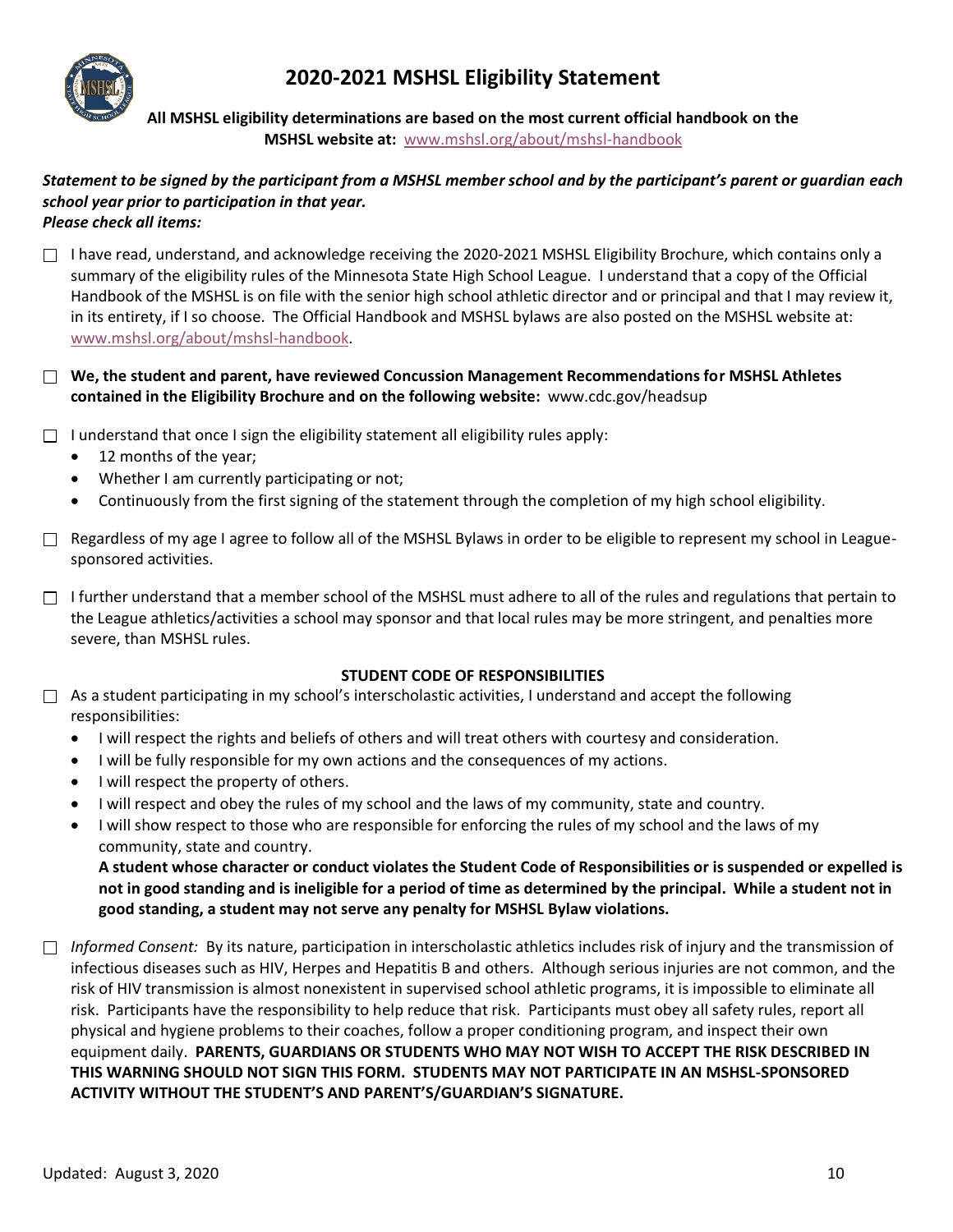# 2020-2021 MSHSL Eligibility Statement

**All MSHSL eligibility determinations are based on the most current official handbook on the MSHSL website at:** www.mshsl.org/about/mshsl-handbook

***Statement to be signed by the participant from a MSHSL member school and by the participant's parent or guardian each school year prior to participation in that year.***
***Please check all items:***

- ☐ I have read, understand, and acknowledge receiving the 2020-2021 MSHSL Eligibility Brochure, which contains only a summary of the eligibility rules of the Minnesota State High School League. I understand that a copy of the Official Handbook of the MSHSL is on file with the senior high school athletic director and or principal and that I may review it, in its entirety, if I so choose. The Official Handbook and MSHSL bylaws are also posted on the MSHSL website at: www.mshsl.org/about/mshsl-handbook.

- ☐ **We, the student and parent, have reviewed Concussion Management Recommendations for MSHSL Athletes contained in the Eligibility Brochure and on the following website:** www.cdc.gov/headsup

- ☐ I understand that once I sign the eligibility statement all eligibility rules apply:
  - 12 months of the year;
  - Whether I am currently participating or not;
  - Continuously from the first signing of the statement through the completion of my high school eligibility.

- ☐ Regardless of my age I agree to follow all of the MSHSL Bylaws in order to be eligible to represent my school in League-sponsored activities.

- ☐ I further understand that a member school of the MSHSL must adhere to all of the rules and regulations that pertain to the League athletics/activities a school may sponsor and that local rules may be more stringent, and penalties more severe, than MSHSL rules.

**STUDENT CODE OF RESPONSIBILITIES**

- ☐ As a student participating in my school's interscholastic activities, I understand and accept the following responsibilities:
  - I will respect the rights and beliefs of others and will treat others with courtesy and consideration.
  - I will be fully responsible for my own actions and the consequences of my actions.
  - I will respect the property of others.
  - I will respect and obey the rules of my school and the laws of my community, state and country.
  - I will show respect to those who are responsible for enforcing the rules of my school and the laws of my community, state and country.

  **A student whose character or conduct violates the Student Code of Responsibilities or is suspended or expelled is not in good standing and is ineligible for a period of time as determined by the principal. While a student not in good standing, a student may not serve any penalty for MSHSL Bylaw violations.**

- ☐ *Informed Consent:* By its nature, participation in interscholastic athletics includes risk of injury and the transmission of infectious diseases such as HIV, Herpes and Hepatitis B and others. Although serious injuries are not common, and the risk of HIV transmission is almost nonexistent in supervised school athletic programs, it is impossible to eliminate all risk. Participants have the responsibility to help reduce that risk. Participants must obey all safety rules, report all physical and hygiene problems to their coaches, follow a proper conditioning program, and inspect their own equipment daily. **PARENTS, GUARDIANS OR STUDENTS WHO MAY NOT WISH TO ACCEPT THE RISK DESCRIBED IN THIS WARNING SHOULD NOT SIGN THIS FORM. STUDENTS MAY NOT PARTICIPATE IN AN MSHSL-SPONSORED ACTIVITY WITHOUT THE STUDENT'S AND PARENT'S/GUARDIAN'S SIGNATURE.**

Updated: August 3, 2020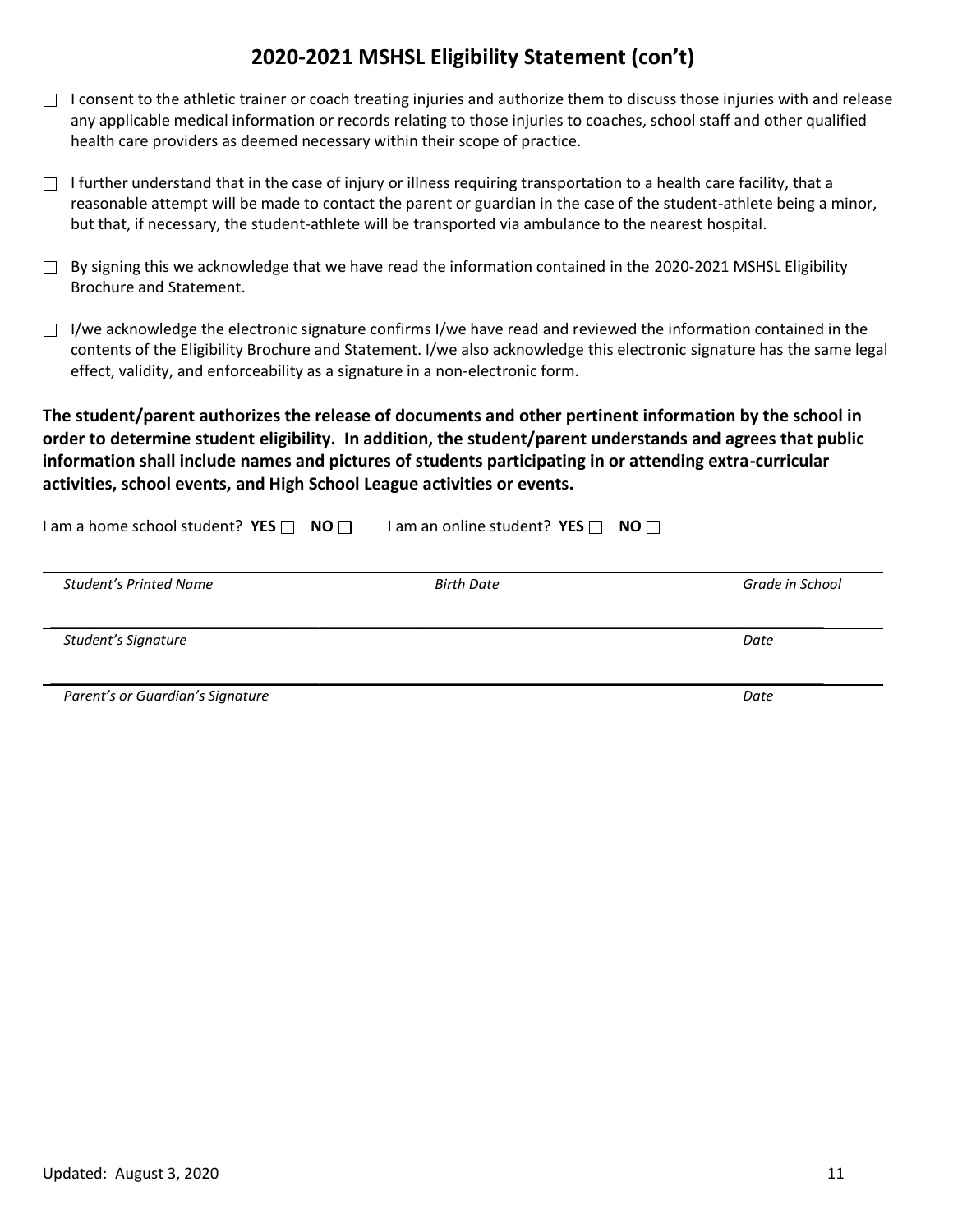## 2020-2021 MSHSL Eligibility Statement (con't)

- ☐ I consent to the athletic trainer or coach treating injuries and authorize them to discuss those injuries with and release any applicable medical information or records relating to those injuries to coaches, school staff and other qualified health care providers as deemed necessary within their scope of practice.

- ☐ I further understand that in the case of injury or illness requiring transportation to a health care facility, that a reasonable attempt will be made to contact the parent or guardian in the case of the student-athlete being a minor, but that, if necessary, the student-athlete will be transported via ambulance to the nearest hospital.

- ☐ By signing this we acknowledge that we have read the information contained in the 2020-2021 MSHSL Eligibility Brochure and Statement.

- ☐ I/we acknowledge the electronic signature confirms I/we have read and reviewed the information contained in the contents of the Eligibility Brochure and Statement. I/we also acknowledge this electronic signature has the same legal effect, validity, and enforceability as a signature in a non-electronic form.

**The student/parent authorizes the release of documents and other pertinent information by the school in order to determine student eligibility. In addition, the student/parent understands and agrees that public information shall include names and pictures of students participating in or attending extra-curricular activities, school events, and High School League activities or events.**

I am a home school student? **YES** ☐ **NO** ☐    I am an online student? **YES** ☐ **NO** ☐

______________________________________________________________________________

*Student's Printed Name*    *Birth Date*    *Grade in School*

______________________________________________________________________________

*Student's Signature*    *Date*

______________________________________________________________________________

*Parent's or Guardian's Signature*    *Date*

Updated: August 3, 2020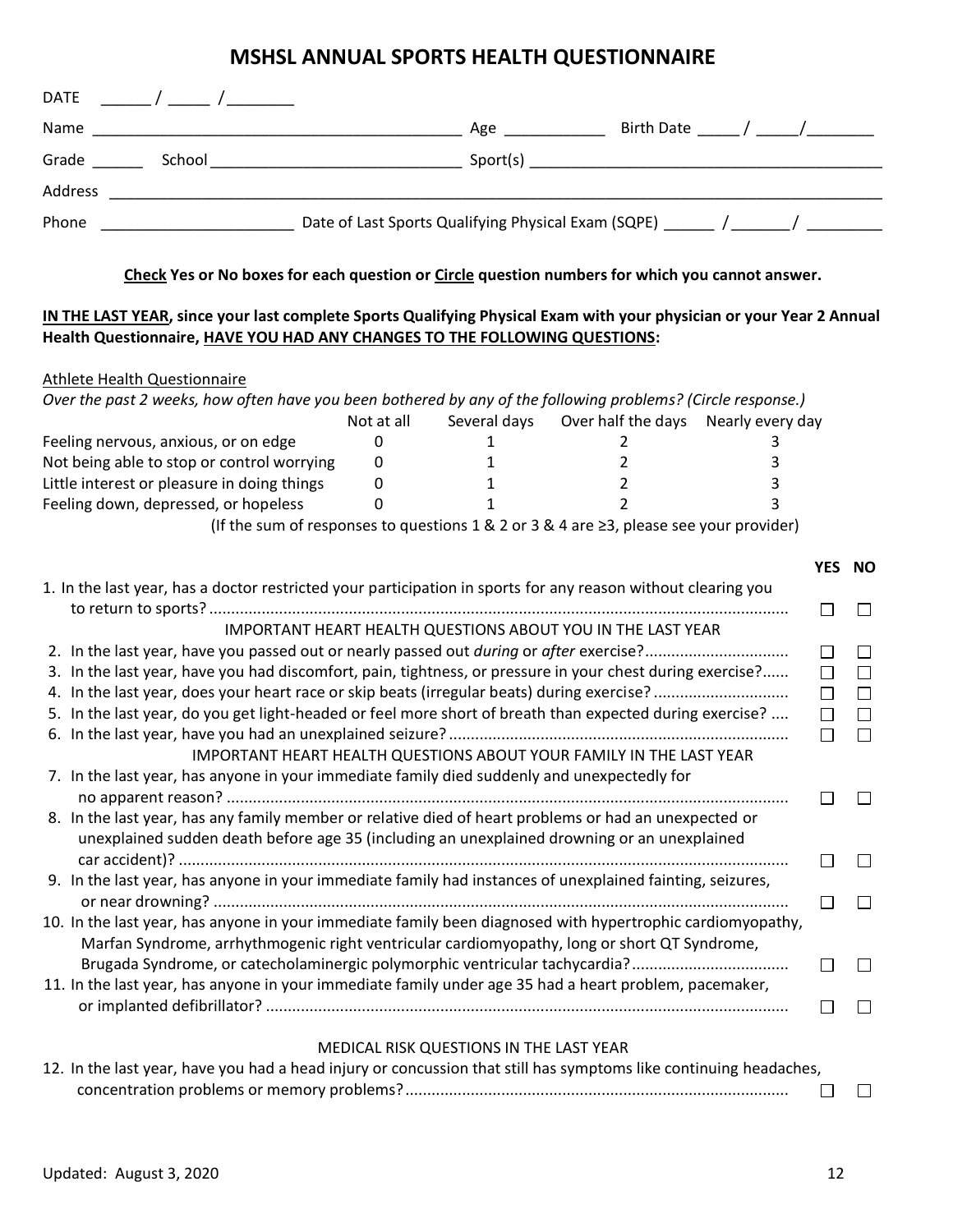# MSHSL ANNUAL SPORTS HEALTH QUESTIONNAIRE

DATE ______ / _____ / ________

Name ____________________________________________ Age ____________ Birth Date _____ / _____/________

Grade ______ School _____________________________ Sport(s) ________________________________________

Address _________________________________________________________________________________________

Phone _______________________ Date of Last Sports Qualifying Physical Exam (SQPE) ______ /_______/ _________

**<u>Check</u> Yes or No boxes for each question or <u>Circle</u> question numbers for which you cannot answer.**

**<u>IN THE LAST YEAR</u>, since your last complete Sports Qualifying Physical Exam with your physician or your Year 2 Annual Health Questionnaire, <u>HAVE YOU HAD ANY CHANGES TO THE FOLLOWING QUESTIONS</u>:**

<u>Athlete Health Questionnaire</u>

*Over the past 2 weeks, how often have you been bothered by any of the following problems? (Circle response.)*

| | Not at all | Several days | Over half the days | Nearly every day |
|---|---|---|---|---|
| Feeling nervous, anxious, or on edge | 0 | 1 | 2 | 3 |
| Not being able to stop or control worrying | 0 | 1 | 2 | 3 |
| Little interest or pleasure in doing things | 0 | 1 | 2 | 3 |
| Feeling down, depressed, or hopeless | 0 | 1 | 2 | 3 |

(If the sum of responses to questions 1 & 2 or 3 & 4 are ≥3, please see your provider)

| | YES | NO |
|---|---|---|
| 1. In the last year, has a doctor restricted your participation in sports for any reason without clearing you to return to sports? | ☐ | ☐ |
| **IMPORTANT HEART HEALTH QUESTIONS ABOUT YOU IN THE LAST YEAR** | | |
| 2. In the last year, have you passed out or nearly passed out *during* or *after* exercise? | ☐ | ☐ |
| 3. In the last year, have you had discomfort, pain, tightness, or pressure in your chest during exercise? | ☐ | ☐ |
| 4. In the last year, does your heart race or skip beats (irregular beats) during exercise? | ☐ | ☐ |
| 5. In the last year, do you get light-headed or feel more short of breath than expected during exercise? | ☐ | ☐ |
| 6. In the last year, have you had an unexplained seizure? | ☐ | ☐ |
| **IMPORTANT HEART HEALTH QUESTIONS ABOUT YOUR FAMILY IN THE LAST YEAR** | | |
| 7. In the last year, has anyone in your immediate family died suddenly and unexpectedly for no apparent reason? | ☐ | ☐ |
| 8. In the last year, has any family member or relative died of heart problems or had an unexpected or unexplained sudden death before age 35 (including an unexplained drowning or an unexplained car accident)? | ☐ | ☐ |
| 9. In the last year, has anyone in your immediate family had instances of unexplained fainting, seizures, or near drowning? | ☐ | ☐ |
| 10. In the last year, has anyone in your immediate family been diagnosed with hypertrophic cardiomyopathy, Marfan Syndrome, arrhythmogenic right ventricular cardiomyopathy, long or short QT Syndrome, Brugada Syndrome, or catecholaminergic polymorphic ventricular tachycardia? | ☐ | ☐ |
| 11. In the last year, has anyone in your immediate family under age 35 had a heart problem, pacemaker, or implanted defibrillator? | ☐ | ☐ |
| **MEDICAL RISK QUESTIONS IN THE LAST YEAR** | | |
| 12. In the last year, have you had a head injury or concussion that still has symptoms like continuing headaches, concentration problems or memory problems? | ☐ | ☐ |

Updated: August 3, 2020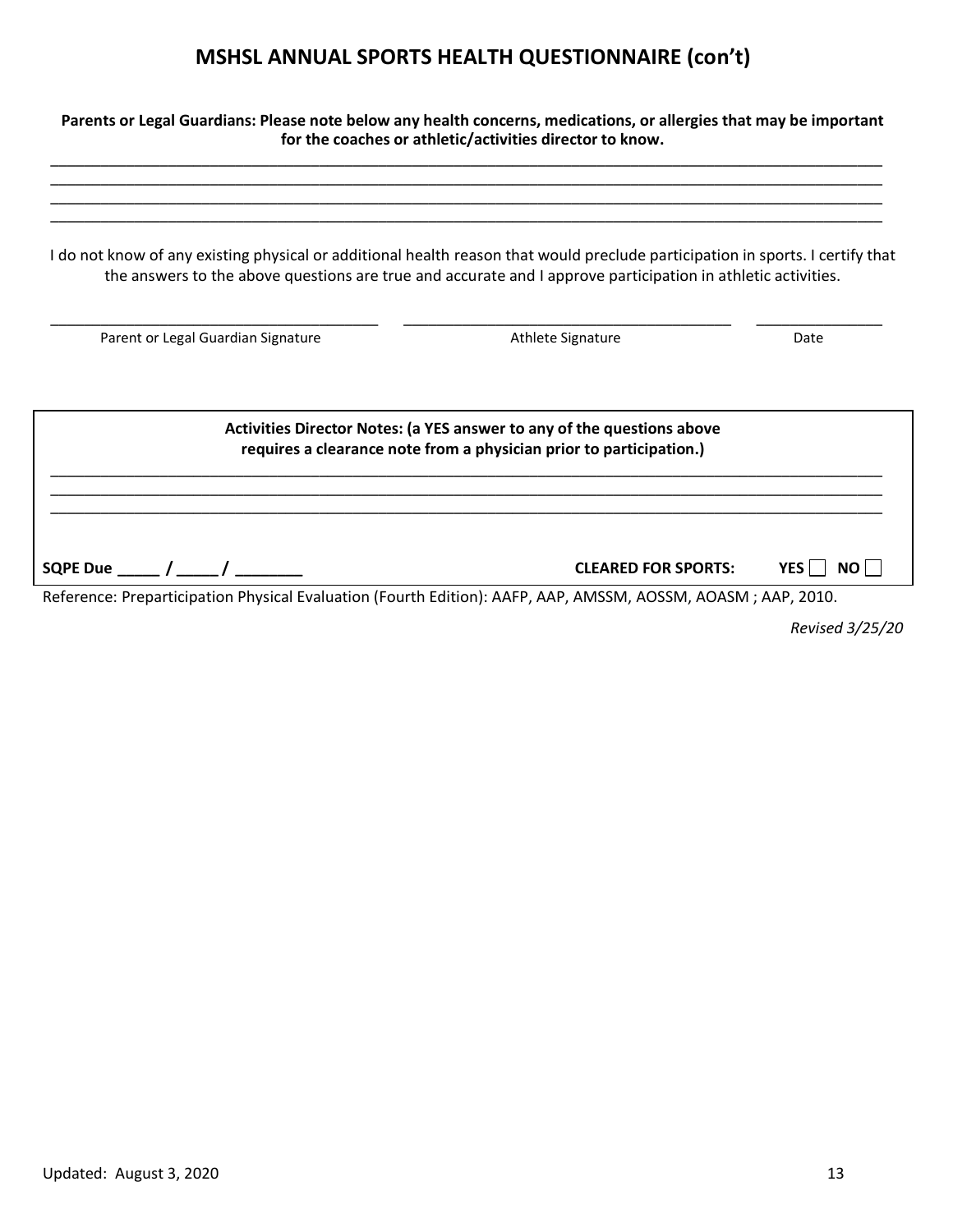# MSHSL ANNUAL SPORTS HEALTH QUESTIONNAIRE (con't)

**Parents or Legal Guardians: Please note below any health concerns, medications, or allergies that may be important for the coaches or athletic/activities director to know.**

____________________________________________________________________________________________________
____________________________________________________________________________________________________
____________________________________________________________________________________________________
____________________________________________________________________________________________________

I do not know of any existing physical or additional health reason that would preclude participation in sports. I certify that the answers to the above questions are true and accurate and I approve participation in athletic activities.

________________________________________ ________________________________________ _______________

Parent or Legal Guardian Signature — Athlete Signature — Date

**Activities Director Notes: (a YES answer to any of the questions above requires a clearance note from a physician prior to participation.)**

____________________________________________________________________________________________________
____________________________________________________________________________________________________
____________________________________________________________________________________________________

**SQPE Due _____ / _____ / _______** **CLEARED FOR SPORTS: YES ☐ NO ☐**

Reference: Preparticipation Physical Evaluation (Fourth Edition): AAFP, AAP, AMSSM, AOSSM, AOASM ; AAP, 2010.

*Revised 3/25/20*

Updated: August 3, 2020